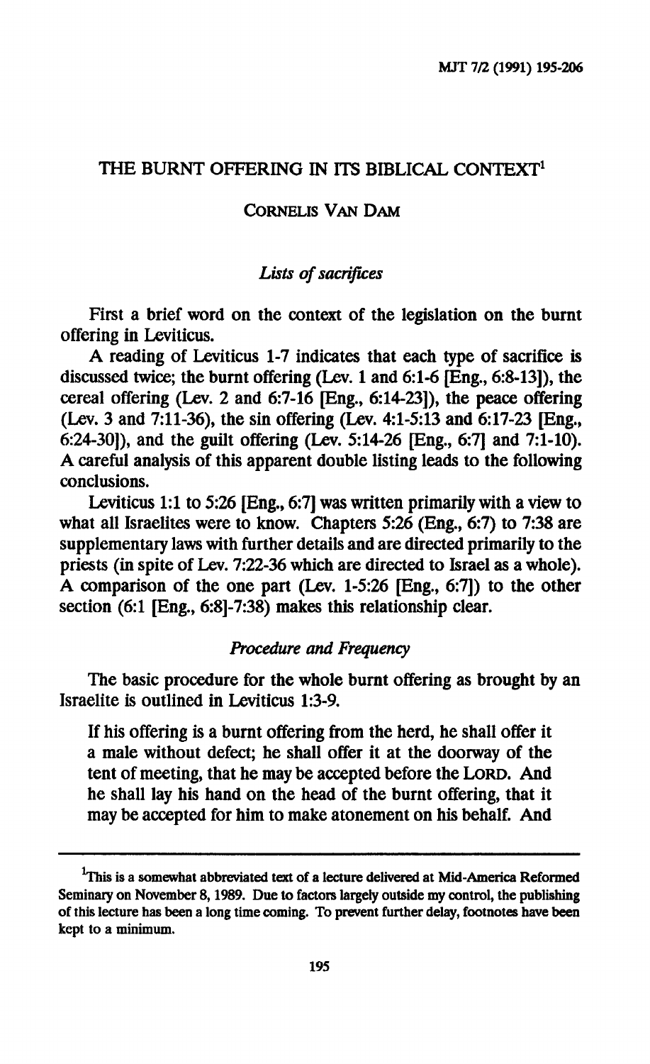# THE BURNT OFFERING IN ITS BIBLICAL CONTEXT[1]

CORNELIS VAN DAM

## *Lists of sacrifices*

First a brief word on the context of the legislation on the burnt offering in Leviticus.

A reading of Leviticus 1-7 indicates that each type of sacrifice is discussed twice; the burnt offering (Lev. 1 and 6:1-6 [Eng., 6:8-13]), the cereal offering (Lev. 2 and 6:7-16 [Eng., 6:14-23]), the peace offering (Lev. 3 and 7:11-36), the sin offering (Lev. 4:1-5:13 and 6:17-23 [Eng., 6:24-30]), and the guilt offering (Lev. 5:14-26 [Eng., 6:7] and 7:1-10). A careful analysis of this apparent double listing leads to the following conclusions.

Leviticus 1:1 to 5:26 [Eng., 6:7] was written primarily with a view to what all Israelites were to know. Chapters 5:26 (Eng., 6:7) to 7:38 are supplementary laws with further details and are directed primarily to the priests (in spite of Lev. 7:22-36 which are directed to Israel as a whole). A comparison of the one part (Lev. 1-5:26 [Eng., 6:7]) to the other section (6:1 [Eng., 6:8]-7:38) makes this relationship clear.

## *Procedure and Frequency*

The basic procedure for the whole burnt offering as brought by an Israelite is outlined in Leviticus 1:3-9.

> If his offering is a burnt offering from the herd, he shall offer it a male without defect; he shall offer it at the doorway of the tent of meeting, that he may be accepted before the LORD. And he shall lay his hand on the head of the burnt offering, that it may be accepted for him to make atonement on his behalf. And

[1]This is a somewhat abbreviated text of a lecture delivered at Mid-America Reformed Seminary on November 8, 1989. Due to factors largely outside my control, the publishing of this lecture has been a long time coming. To prevent further delay, footnotes have been kept to a minimum.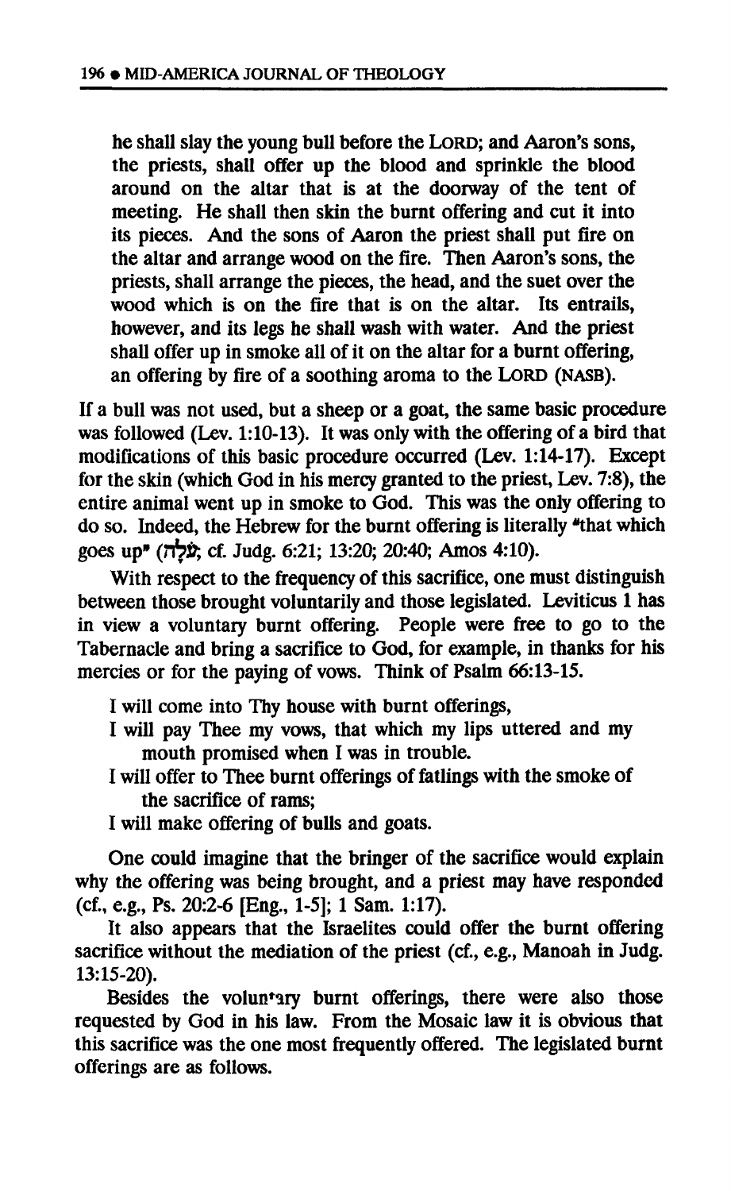> he shall slay the young bull before the LORD; and Aaron's sons, the priests, shall offer up the blood and sprinkle the blood around on the altar that is at the doorway of the tent of meeting. He shall then skin the burnt offering and cut it into its pieces. And the sons of Aaron the priest shall put fire on the altar and arrange wood on the fire. Then Aaron's sons, the priests, shall arrange the pieces, the head, and the suet over the wood which is on the fire that is on the altar. Its entrails, however, and its legs he shall wash with water. And the priest shall offer up in smoke all of it on the altar for a burnt offering, an offering by fire of a soothing aroma to the LORD (NASB).

If a bull was not used, but a sheep or a goat, the same basic procedure was followed (Lev. 1:10-13). It was only with the offering of a bird that modifications of this basic procedure occurred (Lev. 1:14-17). Except for the skin (which God in his mercy granted to the priest, Lev. 7:8), the entire animal went up in smoke to God. This was the only offering to do so. Indeed, the Hebrew for the burnt offering is literally "that which goes up" (עֹלָה; cf. Judg. 6:21; 13:20; 20:40; Amos 4:10).

With respect to the frequency of this sacrifice, one must distinguish between those brought voluntarily and those legislated. Leviticus 1 has in view a voluntary burnt offering. People were free to go to the Tabernacle and bring a sacrifice to God, for example, in thanks for his mercies or for the paying of vows. Think of Psalm 66:13-15.

> I will come into Thy house with burnt offerings,
> I will pay Thee my vows, that which my lips uttered and my mouth promised when I was in trouble.
> I will offer to Thee burnt offerings of fatlings with the smoke of the sacrifice of rams;
> I will make offering of bulls and goats.

One could imagine that the bringer of the sacrifice would explain why the offering was being brought, and a priest may have responded (cf., e.g., Ps. 20:2-6 [Eng., 1-5]; 1 Sam. 1:17).

It also appears that the Israelites could offer the burnt offering sacrifice without the mediation of the priest (cf., e.g., Manoah in Judg. 13:15-20).

Besides the voluntary burnt offerings, there were also those requested by God in his law. From the Mosaic law it is obvious that this sacrifice was the one most frequently offered. The legislated burnt offerings are as follows.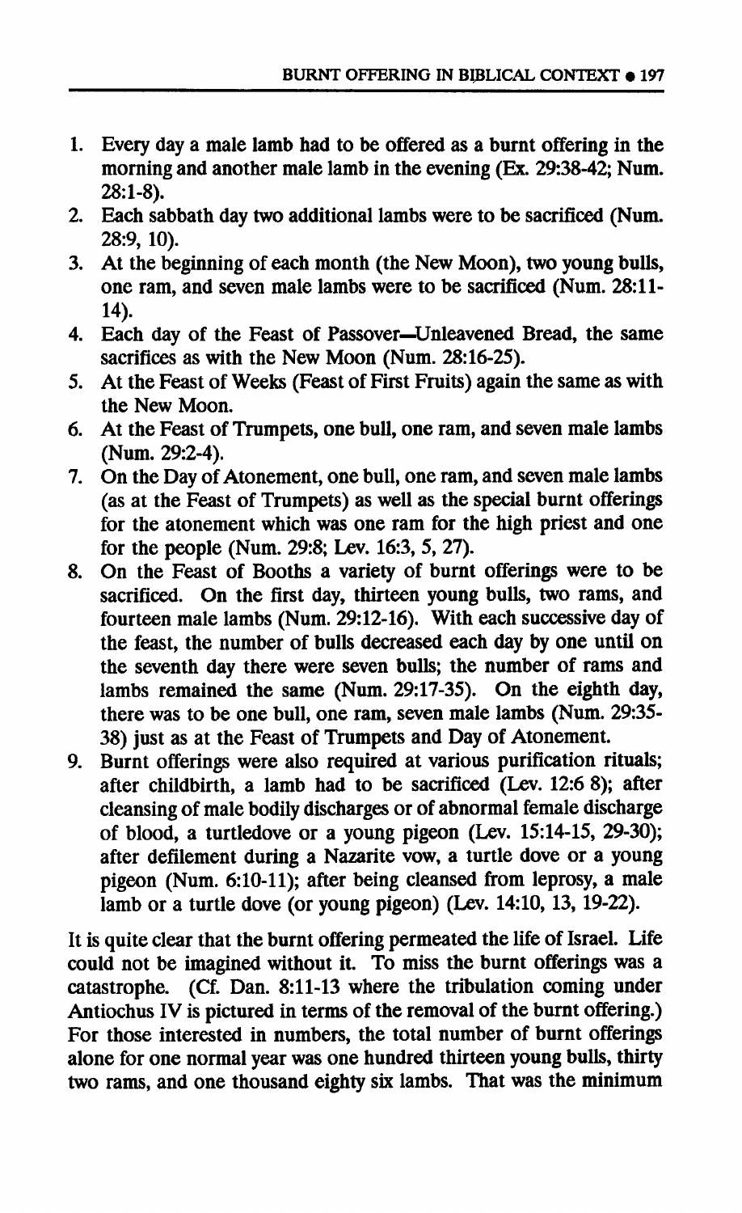1. Every day a male lamb had to be offered as a burnt offering in the morning and another male lamb in the evening (Ex. 29:38-42; Num. 28:1-8).
2. Each sabbath day two additional lambs were to be sacrificed (Num. 28:9, 10).
3. At the beginning of each month (the New Moon), two young bulls, one ram, and seven male lambs were to be sacrificed (Num. 28:11-14).
4. Each day of the Feast of Passover—Unleavened Bread, the same sacrifices as with the New Moon (Num. 28:16-25).
5. At the Feast of Weeks (Feast of First Fruits) again the same as with the New Moon.
6. At the Feast of Trumpets, one bull, one ram, and seven male lambs (Num. 29:2-4).
7. On the Day of Atonement, one bull, one ram, and seven male lambs (as at the Feast of Trumpets) as well as the special burnt offerings for the atonement which was one ram for the high priest and one for the people (Num. 29:8; Lev. 16:3, 5, 27).
8. On the Feast of Booths a variety of burnt offerings were to be sacrificed. On the first day, thirteen young bulls, two rams, and fourteen male lambs (Num. 29:12-16). With each successive day of the feast, the number of bulls decreased each day by one until on the seventh day there were seven bulls; the number of rams and lambs remained the same (Num. 29:17-35). On the eighth day, there was to be one bull, one ram, seven male lambs (Num. 29:35-38) just as at the Feast of Trumpets and Day of Atonement.
9. Burnt offerings were also required at various purification rituals; after childbirth, a lamb had to be sacrificed (Lev. 12:6 8); after cleansing of male bodily discharges or of abnormal female discharge of blood, a turtledove or a young pigeon (Lev. 15:14-15, 29-30); after defilement during a Nazarite vow, a turtle dove or a young pigeon (Num. 6:10-11); after being cleansed from leprosy, a male lamb or a turtle dove (or young pigeon) (Lev. 14:10, 13, 19-22).

It is quite clear that the burnt offering permeated the life of Israel. Life could not be imagined without it. To miss the burnt offerings was a catastrophe. (Cf. Dan. 8:11-13 where the tribulation coming under Antiochus IV is pictured in terms of the removal of the burnt offering.) For those interested in numbers, the total number of burnt offerings alone for one normal year was one hundred thirteen young bulls, thirty two rams, and one thousand eighty six lambs. That was the minimum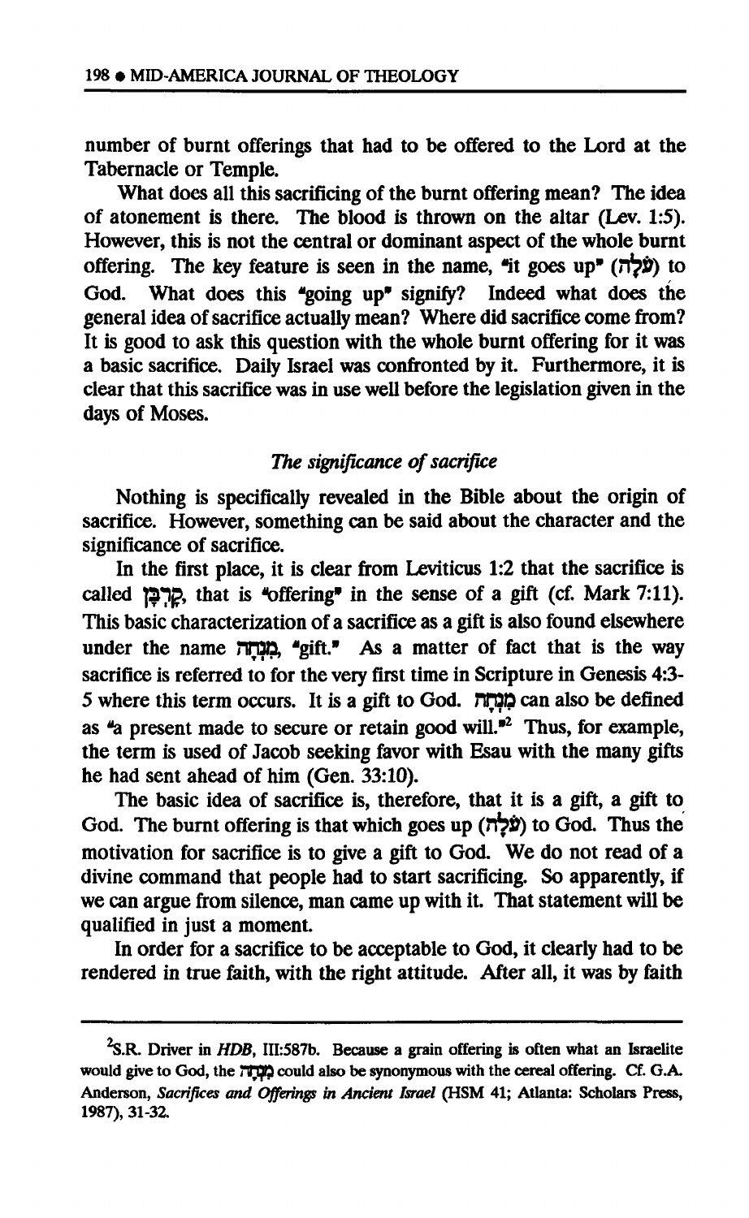number of burnt offerings that had to be offered to the Lord at the Tabernacle or Temple.

What does all this sacrificing of the burnt offering mean? The idea of atonement is there. The blood is thrown on the altar (Lev. 1:5). However, this is not the central or dominant aspect of the whole burnt offering. The key feature is seen in the name, "it goes up" (עֹלָה) to God. What does this "going up" signify? Indeed what does the general idea of sacrifice actually mean? Where did sacrifice come from? It is good to ask this question with the whole burnt offering for it was a basic sacrifice. Daily Israel was confronted by it. Furthermore, it is clear that this sacrifice was in use well before the legislation given in the days of Moses.

### *The significance of sacrifice*

Nothing is specifically revealed in the Bible about the origin of sacrifice. However, something can be said about the character and the significance of sacrifice.

In the first place, it is clear from Leviticus 1:2 that the sacrifice is called קָרְבָּן, that is "offering" in the sense of a gift (cf. Mark 7:11). This basic characterization of a sacrifice as a gift is also found elsewhere under the name מִנְחָה, "gift." As a matter of fact that is the way sacrifice is referred to for the very first time in Scripture in Genesis 4:3-5 where this term occurs. It is a gift to God. מִנְחָה can also be defined as "a present made to secure or retain good will."[2] Thus, for example, the term is used of Jacob seeking favor with Esau with the many gifts he had sent ahead of him (Gen. 33:10).

The basic idea of sacrifice is, therefore, that it is a gift, a gift to God. The burnt offering is that which goes up (עֹלָה) to God. Thus the motivation for sacrifice is to give a gift to God. We do not read of a divine command that people had to start sacrificing. So apparently, if we can argue from silence, man came up with it. That statement will be qualified in just a moment.

In order for a sacrifice to be acceptable to God, it clearly had to be rendered in true faith, with the right attitude. After all, it was by faith

---

[2] S.R. Driver in *HDB*, III:587b. Because a grain offering is often what an Israelite would give to God, the מִנְחָה could also be synonymous with the cereal offering. Cf. G.A. Anderson, *Sacrifices and Offerings in Ancient Israel* (HSM 41; Atlanta: Scholars Press, 1987), 31-32.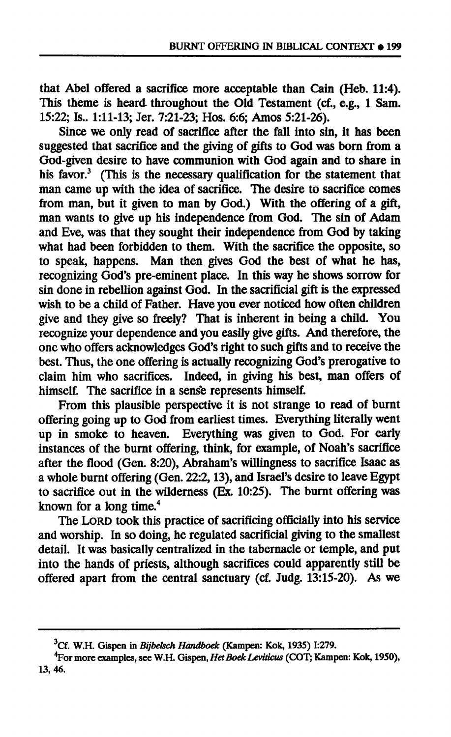that Abel offered a sacrifice more acceptable than Cain (Heb. 11:4). This theme is heard throughout the Old Testament (cf., e.g., 1 Sam. 15:22; Is.. 1:11-13; Jer. 7:21-23; Hos. 6:6; Amos 5:21-26).

Since we only read of sacrifice after the fall into sin, it has been suggested that sacrifice and the giving of gifts to God was born from a God-given desire to have communion with God again and to share in his favor.[3] (This is the necessary qualification for the statement that man came up with the idea of sacrifice. The desire to sacrifice comes from man, but it given to man by God.) With the offering of a gift, man wants to give up his independence from God. The sin of Adam and Eve, was that they sought their independence from God by taking what had been forbidden to them. With the sacrifice the opposite, so to speak, happens. Man then gives God the best of what he has, recognizing God's pre-eminent place. In this way he shows sorrow for sin done in rebellion against God. In the sacrificial gift is the expressed wish to be a child of Father. Have you ever noticed how often children give and they give so freely? That is inherent in being a child. You recognize your dependence and you easily give gifts. And therefore, the onc who offers acknowledges God's right to such gifts and to receive the best. Thus, the one offering is actually recognizing God's prerogative to claim him who sacrifices. Indeed, in giving his best, man offers of himself. The sacrifice in a sense represents himself.

From this plausible perspective it is not strange to read of burnt offering going up to God from earliest times. Everything literally went up in smoke to heaven. Everything was given to God. For early instances of the burnt offering, think, for example, of Noah's sacrifice after the flood (Gen. 8:20), Abraham's willingness to sacrifice Isaac as a whole burnt offering (Gen. 22:2, 13), and Israel's desire to leave Egypt to sacrifice out in the wilderness (Ex. 10:25). The burnt offering was known for a long time.[4]

The LORD took this practice of sacrificing officially into his service and worship. In so doing, he regulated sacrificial giving to the smallest detail. It was basically centralized in the tabernacle or temple, and put into the hands of priests, although sacrifices could apparently still be offered apart from the central sanctuary (cf. Judg. 13:15-20). As we

---

[3] Cf. W.H. Gispen in *Bijbelsch Handboek* (Kampen: Kok, 1935) I:279.

[4] For more examples, see W.H. Gispen, *Het Boek Leviticus* (COT; Kampen: Kok, 1950), 13, 46.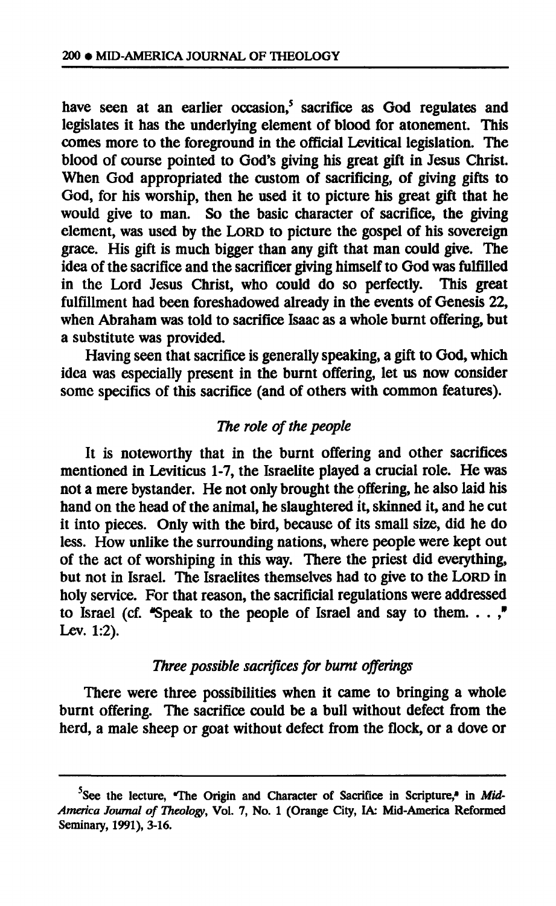have seen at an earlier occasion,[5] sacrifice as God regulates and legislates it has the underlying element of blood for atonement. This comes more to the foreground in the official Levitical legislation. The blood of course pointed to God's giving his great gift in Jesus Christ. When God appropriated the custom of sacrificing, of giving gifts to God, for his worship, then he used it to picture his great gift that he would give to man. So the basic character of sacrifice, the giving element, was used by the LORD to picture the gospel of his sovereign grace. His gift is much bigger than any gift that man could give. The idea of the sacrifice and the sacrificer giving himself to God was fulfilled in the Lord Jesus Christ, who could do so perfectly. This great fulfillment had been foreshadowed already in the events of Genesis 22, when Abraham was told to sacrifice Isaac as a whole burnt offering, but a substitute was provided.

Having seen that sacrifice is generally speaking, a gift to God, which idea was especially present in the burnt offering, let us now consider some specifics of this sacrifice (and of others with common features).

### *The role of the people*

It is noteworthy that in the burnt offering and other sacrifices mentioned in Leviticus 1-7, the Israelite played a crucial role. He was not a mere bystander. He not only brought the offering, he also laid his hand on the head of the animal, he slaughtered it, skinned it, and he cut it into pieces. Only with the bird, because of its small size, did he do less. How unlike the surrounding nations, where people were kept out of the act of worshiping in this way. There the priest did everything, but not in Israel. The Israelites themselves had to give to the LORD in holy service. For that reason, the sacrificial regulations were addressed to Israel (cf. "Speak to the people of Israel and say to them. . . ," Lev. 1:2).

### *Three possible sacrifices for burnt offerings*

There were three possibilities when it came to bringing a whole burnt offering. The sacrifice could be a bull without defect from the herd, a male sheep or goat without defect from the flock, or a dove or

---

[5]See the lecture, "The Origin and Character of Sacrifice in Scripture," in *Mid-America Journal of Theology*, Vol. 7, No. 1 (Orange City, IA: Mid-America Reformed Seminary, 1991), 3-16.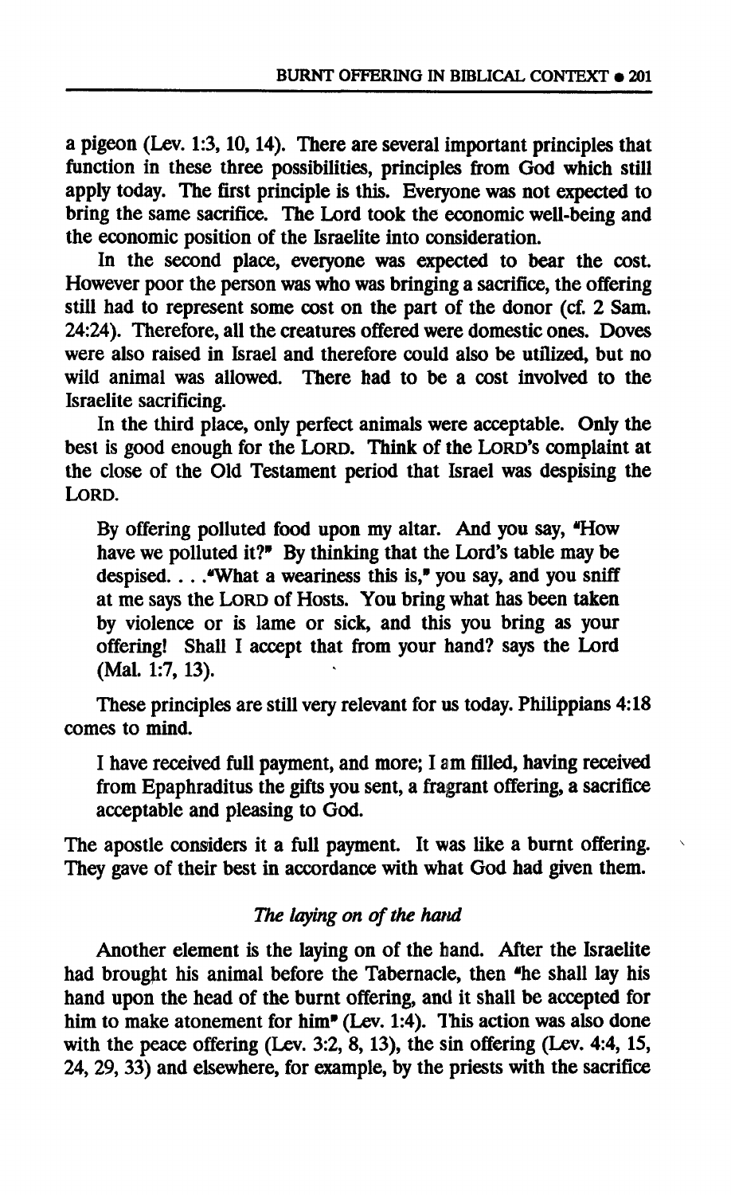a pigeon (Lev. 1:3, 10, 14). There are several important principles that function in these three possibilities, principles from God which still apply today. The first principle is this. Everyone was not expected to bring the same sacrifice. The Lord took the economic well-being and the economic position of the Israelite into consideration.

In the second place, everyone was expected to bear the cost. However poor the person was who was bringing a sacrifice, the offering still had to represent some cost on the part of the donor (cf. 2 Sam. 24:24). Therefore, all the creatures offered were domestic ones. Doves were also raised in Israel and therefore could also be utilized, but no wild animal was allowed. There had to be a cost involved to the Israelite sacrificing.

In the third place, only perfect animals were acceptable. Only the best is good enough for the LORD. Think of the LORD's complaint at the close of the Old Testament period that Israel was despising the LORD.

> By offering polluted food upon my altar. And you say, "How have we polluted it?" By thinking that the Lord's table may be despised. . . ."What a weariness this is," you say, and you sniff at me says the LORD of Hosts. You bring what has been taken by violence or is lame or sick, and this you bring as your offering! Shall I accept that from your hand? says the Lord (Mal. 1:7, 13).

These principles are still very relevant for us today. Philippians 4:18 comes to mind.

> I have received full payment, and more; I am filled, having received from Epaphraditus the gifts you sent, a fragrant offering, a sacrifice acceptable and pleasing to God.

The apostle considers it a full payment. It was like a burnt offering. They gave of their best in accordance with what God had given them.

*The laying on of the hand*

Another element is the laying on of the hand. After the Israelite had brought his animal before the Tabernacle, then "he shall lay his hand upon the head of the burnt offering, and it shall be accepted for him to make atonement for him" (Lev. 1:4). This action was also done with the peace offering (Lev. 3:2, 8, 13), the sin offering (Lev. 4:4, 15, 24, 29, 33) and elsewhere, for example, by the priests with the sacrifice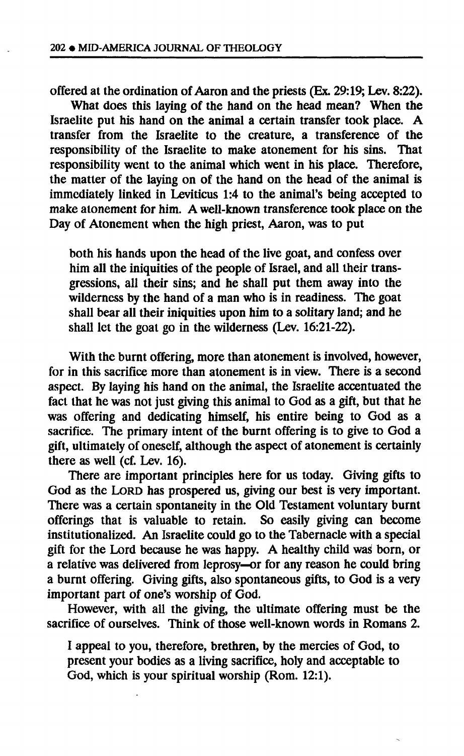offered at the ordination of Aaron and the priests (Ex. 29:19; Lev. 8:22).

What does this laying of the hand on the head mean? When the Israelite put his hand on the animal a certain transfer took place. A transfer from the Israelite to the creature, a transference of the responsibility of the Israelite to make atonement for his sins. That responsibility went to the animal which went in his place. Therefore, the matter of the laying on of the hand on the head of the animal is immediately linked in Leviticus 1:4 to the animal's being accepted to make atonement for him. A well-known transference took place on the Day of Atonement when the high priest, Aaron, was to put

> both his hands upon the head of the live goat, and confess over him all the iniquities of the people of Israel, and all their transgressions, all their sins; and he shall put them away into the wilderness by the hand of a man who is in readiness. The goat shall bear all their iniquities upon him to a solitary land; and he shall let the goat go in the wilderness (Lev. 16:21-22).

With the burnt offering, more than atonement is involved, however, for in this sacrifice more than atonement is in view. There is a second aspect. By laying his hand on the animal, the Israelite accentuated the fact that he was not just giving this animal to God as a gift, but that he was offering and dedicating himself, his entire being to God as a sacrifice. The primary intent of the burnt offering is to give to God a gift, ultimately of oneself, although the aspect of atonement is certainly there as well (cf. Lev. 16).

There are important principles here for us today. Giving gifts to God as the LORD has prospered us, giving our best is very important. There was a certain spontaneity in the Old Testament voluntary burnt offerings that is valuable to retain. So easily giving can become institutionalized. An Israelite could go to the Tabernacle with a special gift for the Lord because he was happy. A healthy child was born, or a relative was delivered from leprosy—or for any reason he could bring a burnt offering. Giving gifts, also spontaneous gifts, to God is a very important part of one's worship of God.

However, with all the giving, the ultimate offering must be the sacrifice of ourselves. Think of those well-known words in Romans 2.

> I appeal to you, therefore, brethren, by the mercies of God, to present your bodies as a living sacrifice, holy and acceptable to God, which is your spiritual worship (Rom. 12:1).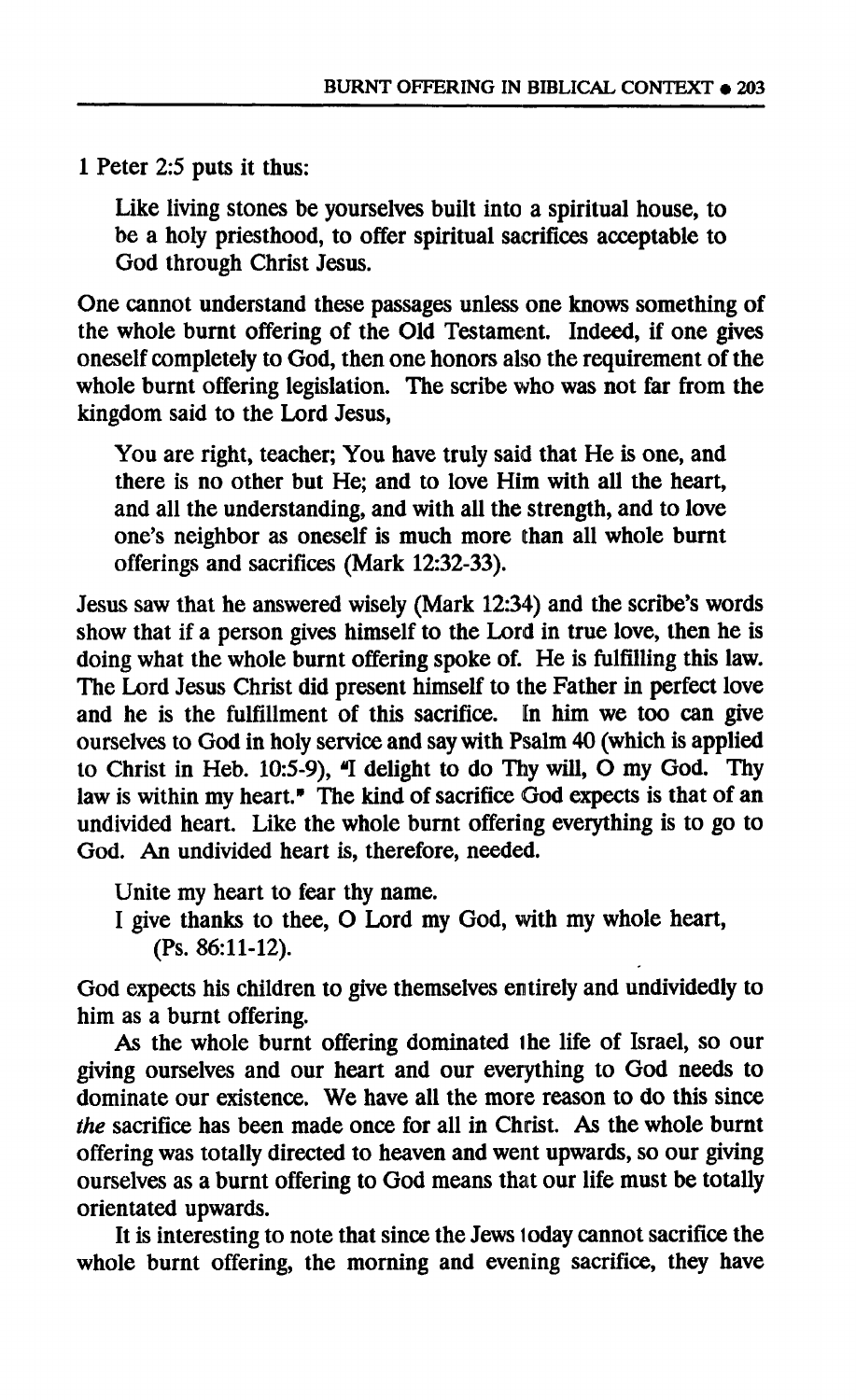1 Peter 2:5 puts it thus:

> Like living stones be yourselves built into a spiritual house, to be a holy priesthood, to offer spiritual sacrifices acceptable to God through Christ Jesus.

One cannot understand these passages unless one knows something of the whole burnt offering of the Old Testament. Indeed, if one gives oneself completely to God, then one honors also the requirement of the whole burnt offering legislation. The scribe who was not far from the kingdom said to the Lord Jesus,

> You are right, teacher; You have truly said that He is one, and there is no other but He; and to love Him with all the heart, and all the understanding, and with all the strength, and to love one's neighbor as oneself is much more than all whole burnt offerings and sacrifices (Mark 12:32-33).

Jesus saw that he answered wisely (Mark 12:34) and the scribe's words show that if a person gives himself to the Lord in true love, then he is doing what the whole burnt offering spoke of. He is fulfilling this law. The Lord Jesus Christ did present himself to the Father in perfect love and he is the fulfillment of this sacrifice. In him we too can give ourselves to God in holy service and say with Psalm 40 (which is applied to Christ in Heb. 10:5-9), "I delight to do Thy will, O my God. Thy law is within my heart." The kind of sacrifice God expects is that of an undivided heart. Like the whole burnt offering everything is to go to God. An undivided heart is, therefore, needed.

> Unite my heart to fear thy name.
> I give thanks to thee, O Lord my God, with my whole heart, (Ps. 86:11-12).

God expects his children to give themselves entirely and undividedly to him as a burnt offering.

As the whole burnt offering dominated the life of Israel, so our giving ourselves and our heart and our everything to God needs to dominate our existence. We have all the more reason to do this since *the* sacrifice has been made once for all in Christ. As the whole burnt offering was totally directed to heaven and went upwards, so our giving ourselves as a burnt offering to God means that our life must be totally orientated upwards.

It is interesting to note that since the Jews today cannot sacrifice the whole burnt offering, the morning and evening sacrifice, they have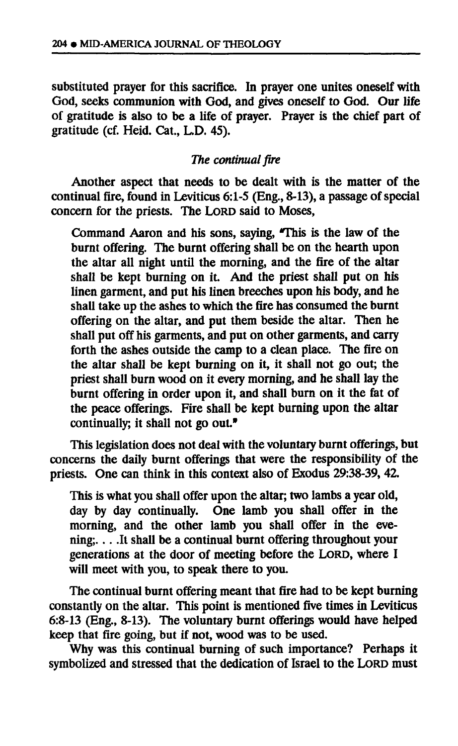substituted prayer for this sacrifice. In prayer one unites oneself with God, seeks communion with God, and gives oneself to God. Our life of gratitude is also to be a life of prayer. Prayer is the chief part of gratitude (cf. Heid. Cat., L.D. 45).

### *The continual fire*

Another aspect that needs to be dealt with is the matter of the continual fire, found in Leviticus 6:1-5 (Eng., 8-13), a passage of special concern for the priests. The LORD said to Moses,

> Command Aaron and his sons, saying, "This is the law of the burnt offering. The burnt offering shall be on the hearth upon the altar all night until the morning, and the fire of the altar shall be kept burning on it. And the priest shall put on his linen garment, and put his linen breeches upon his body, and he shall take up the ashes to which the fire has consumed the burnt offering on the altar, and put them beside the altar. Then he shall put off his garments, and put on other garments, and carry forth the ashes outside the camp to a clean place. The fire on the altar shall be kept burning on it, it shall not go out; the priest shall burn wood on it every morning, and he shall lay the burnt offering in order upon it, and shall burn on it the fat of the peace offerings. Fire shall be kept burning upon the altar continually; it shall not go out."

This legislation does not deal with the voluntary burnt offerings, but concerns the daily burnt offerings that were the responsibility of the priests. One can think in this context also of Exodus 29:38-39, 42.

> This is what you shall offer upon the altar; two lambs a year old, day by day continually. One lamb you shall offer in the morning, and the other lamb you shall offer in the evening;. . . .It shall be a continual burnt offering throughout your generations at the door of meeting before the LORD, where I will meet with you, to speak there to you.

The continual burnt offering meant that fire had to be kept burning constantly on the altar. This point is mentioned five times in Leviticus 6:8-13 (Eng., 8-13). The voluntary burnt offerings would have helped keep that fire going, but if not, wood was to be used.

Why was this continual burning of such importance? Perhaps it symbolized and stressed that the dedication of Israel to the LORD must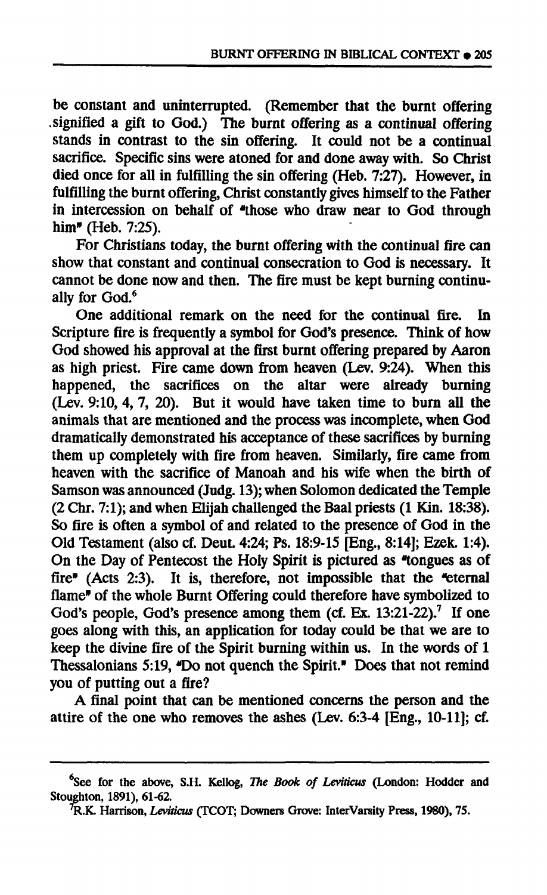be constant and uninterrupted. (Remember that the burnt offering signified a gift to God.) The burnt offering as a continual offering stands in contrast to the sin offering. It could not be a continual sacrifice. Specific sins were atoned for and done away with. So Christ died once for all in fulfilling the sin offering (Heb. 7:27). However, in fulfilling the burnt offering, Christ constantly gives himself to the Father in intercession on behalf of "those who draw near to God through him" (Heb. 7:25).

For Christians today, the burnt offering with the continual fire can show that constant and continual consecration to God is necessary. It cannot be done now and then. The fire must be kept burning continually for God.[6]

One additional remark on the need for the continual fire. In Scripture fire is frequently a symbol for God's presence. Think of how God showed his approval at the first burnt offering prepared by Aaron as high priest. Fire came down from heaven (Lev. 9:24). When this happened, the sacrifices on the altar were already burning (Lev. 9:10, 4, 7, 20). But it would have taken time to burn all the animals that are mentioned and the process was incomplete, when God dramatically demonstrated his acceptance of these sacrifices by burning them up completely with fire from heaven. Similarly, fire came from heaven with the sacrifice of Manoah and his wife when the birth of Samson was announced (Judg. 13); when Solomon dedicated the Temple (2 Chr. 7:1); and when Elijah challenged the Baal priests (1 Kin. 18:38). So fire is often a symbol of and related to the presence of God in the Old Testament (also cf. Deut. 4:24; Ps. 18:9-15 [Eng., 8:14]; Ezek. 1:4). On the Day of Pentecost the Holy Spirit is pictured as "tongues as of fire" (Acts 2:3). It is, therefore, not impossible that the "eternal flame" of the whole Burnt Offering could therefore have symbolized to God's people, God's presence among them (cf. Ex. 13:21-22).[7] If one goes along with this, an application for today could be that we are to keep the divine fire of the Spirit burning within us. In the words of 1 Thessalonians 5:19, "Do not quench the Spirit." Does that not remind you of putting out a fire?

A final point that can be mentioned concerns the person and the attire of the one who removes the ashes (Lev. 6:3-4 [Eng., 10-11]; cf.

---

[6]See for the above, S.H. Kellog, *The Book of Leviticus* (London: Hodder and Stoughton, 1891), 61-62.

[7]R.K. Harrison, *Leviticus* (TCOT; Downers Grove: InterVarsity Press, 1980), 75.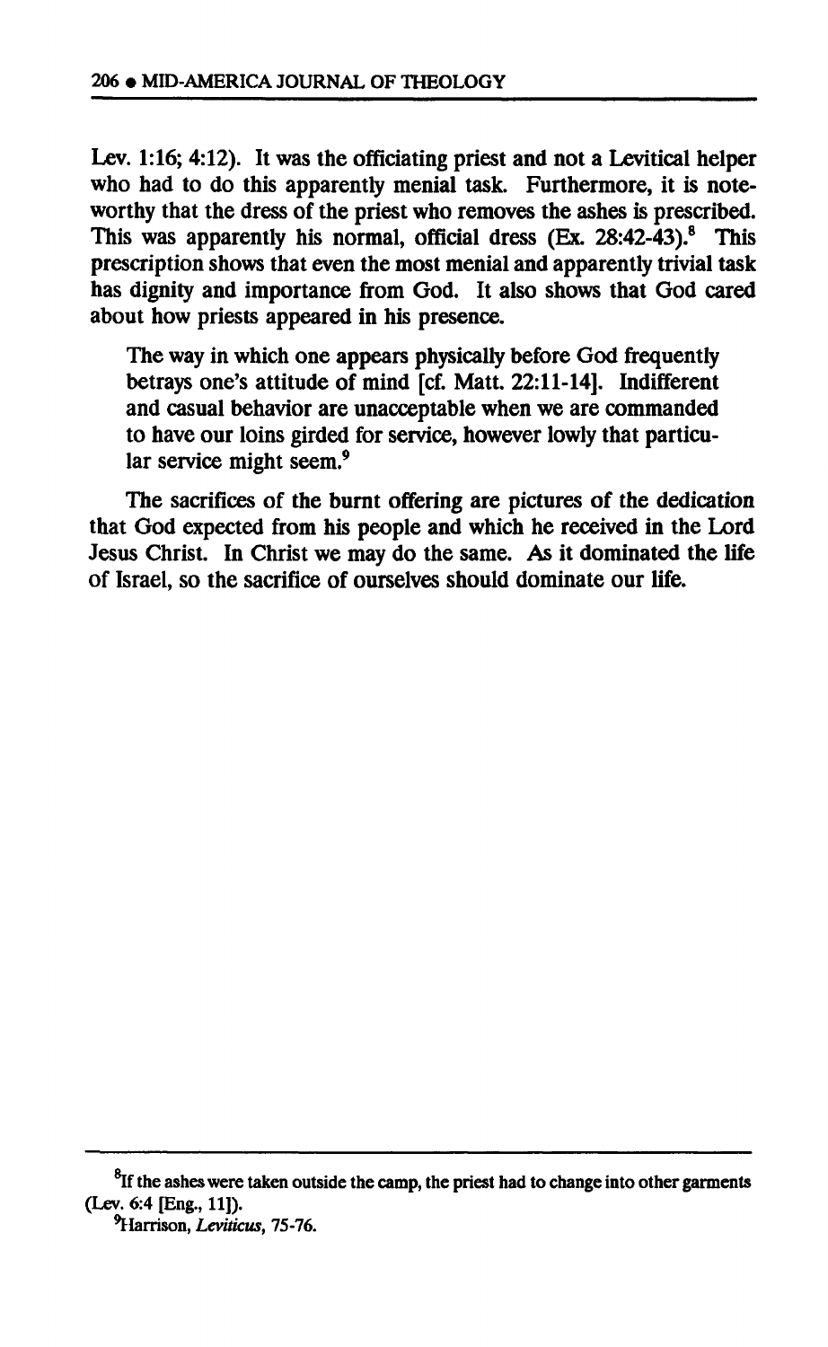Lev. 1:16; 4:12). It was the officiating priest and not a Levitical helper who had to do this apparently menial task. Furthermore, it is noteworthy that the dress of the priest who removes the ashes is prescribed. This was apparently his normal, official dress (Ex. 28:42-43).[8] This prescription shows that even the most menial and apparently trivial task has dignity and importance from God. It also shows that God cared about how priests appeared in his presence.

> The way in which one appears physically before God frequently betrays one's attitude of mind [cf. Matt. 22:11-14]. Indifferent and casual behavior are unacceptable when we are commanded to have our loins girded for service, however lowly that particular service might seem.[9]

The sacrifices of the burnt offering are pictures of the dedication that God expected from his people and which he received in the Lord Jesus Christ. In Christ we may do the same. As it dominated the life of Israel, so the sacrifice of ourselves should dominate our life.

---

[8] If the ashes were taken outside the camp, the priest had to change into other garments (Lev. 6:4 [Eng., 11]).

[9] Harrison, *Leviticus*, 75-76.